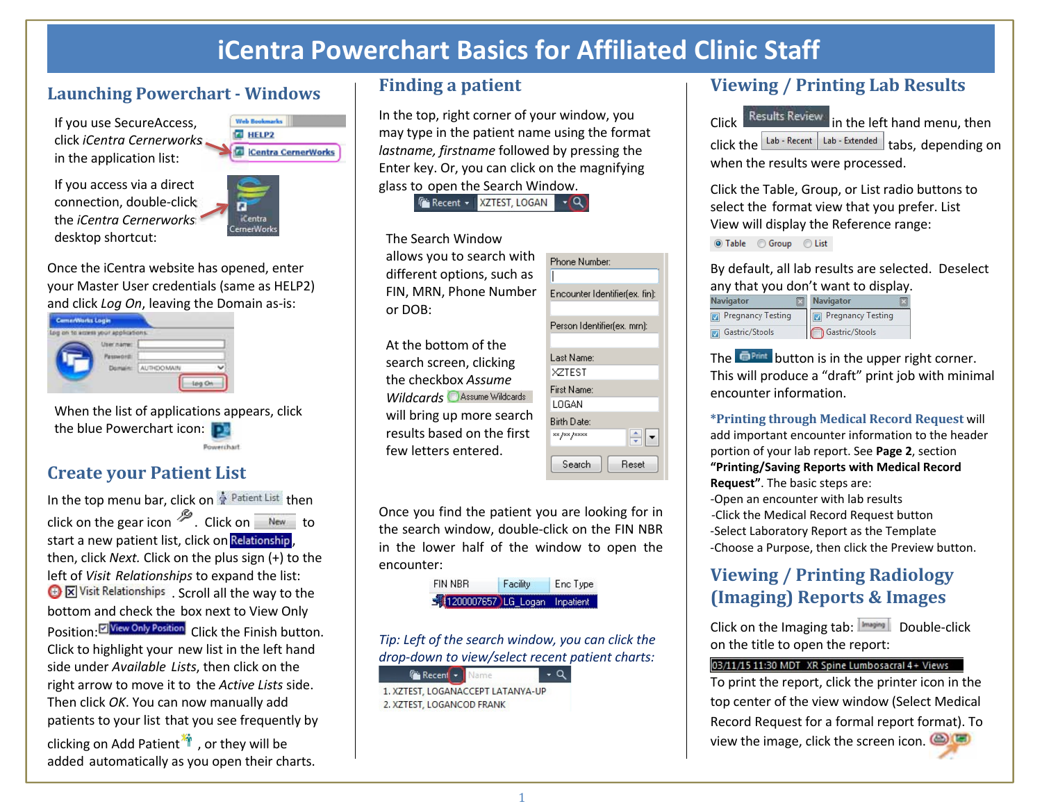# iCentra Powerchart Basics for Affiliated Clinic Staff

## Launching Powerchart - Windows

If you use SecureAccess, click *iCentra Cernerworks* in the application list:

If you access via a direct connection, double-click the *iCentra Cernerworks* desktop shortcut:

Once the iCentra website has opened, enter your Master User credentials (same as HELP2) and click *Log On*, leaving the Domain as-is:

When the list of applications appears, click the blue Powerchart icon:

## Create your Patient List

In the top menu bar, click on Patient List then click on the gear icon. Click on New to start a new patient list, click on Relationship, then, click *Next.* Click on the plus sign (+) to the left of *Visit Relationships* to expand the list: Visit Relationships. Scroll all the way to the bottom and check the box next to View Only Position: View Only Position. Click the Finish button. Click to highlight your new list in the left hand side under *Available Lists*, then click on the right arrow to move it to the *Active Lists* side. Then click *OK*. You can now manually add patients to your list that you see frequently by clicking on Add Patient, or they will be added automatically as you open their charts.

## Finding a patient

In the top, right corner of your window, you may type in the patient name using the format *lastname, firstname* followed by pressing the Enter key. Or, you can click on the magnifying glass to open the Search Window.

The Search Window allows you to search with different options, such as FIN, MRN, Phone Number or DOB:

At the bottom of the search screen, clicking the checkbox *Assume Wildcards* Assume Wildcards will bring up more search results based on the first few letters entered.

Once you find the patient you are looking for in the search window, double-click on the FIN NBR in the lower half of the window to open the encounter:

| FIN NBR | Facility | Enc Type |
|---|---|---|
| 1200007657 | LG_Logan | Inpatient |

*Tip: Left of the search window, you can click the drop-down to view/select recent patient charts:*

## Viewing / Printing Lab Results

Click Results Review in the left hand menu, then click the Lab - Recent / Lab - Extended tabs, depending on when the results were processed.

Click the Table, Group, or List radio buttons to select the format view that you prefer. List View will display the Reference range:

By default, all lab results are selected. Deselect any that you don't want to display.

The Print button is in the upper right corner. This will produce a "draft" print job with minimal encounter information.

***Printing through Medical Record Request** will add important encounter information to the header portion of your lab report. See **Page 2**, section **"Printing/Saving Reports with Medical Record Request"**. The basic steps are:

- -Open an encounter with lab results
- -Click the Medical Record Request button
- -Select Laboratory Report as the Template
- -Choose a Purpose, then click the Preview button.

## Viewing / Printing Radiology (Imaging) Reports & Images

Click on the Imaging tab: Imaging. Double-click on the title to open the report:

03/11/15 11:30 MDT XR Spine Lumbosacral 4+ Views

To print the report, click the printer icon in the top center of the view window (Select Medical Record Request for a formal report format). To view the image, click the screen icon.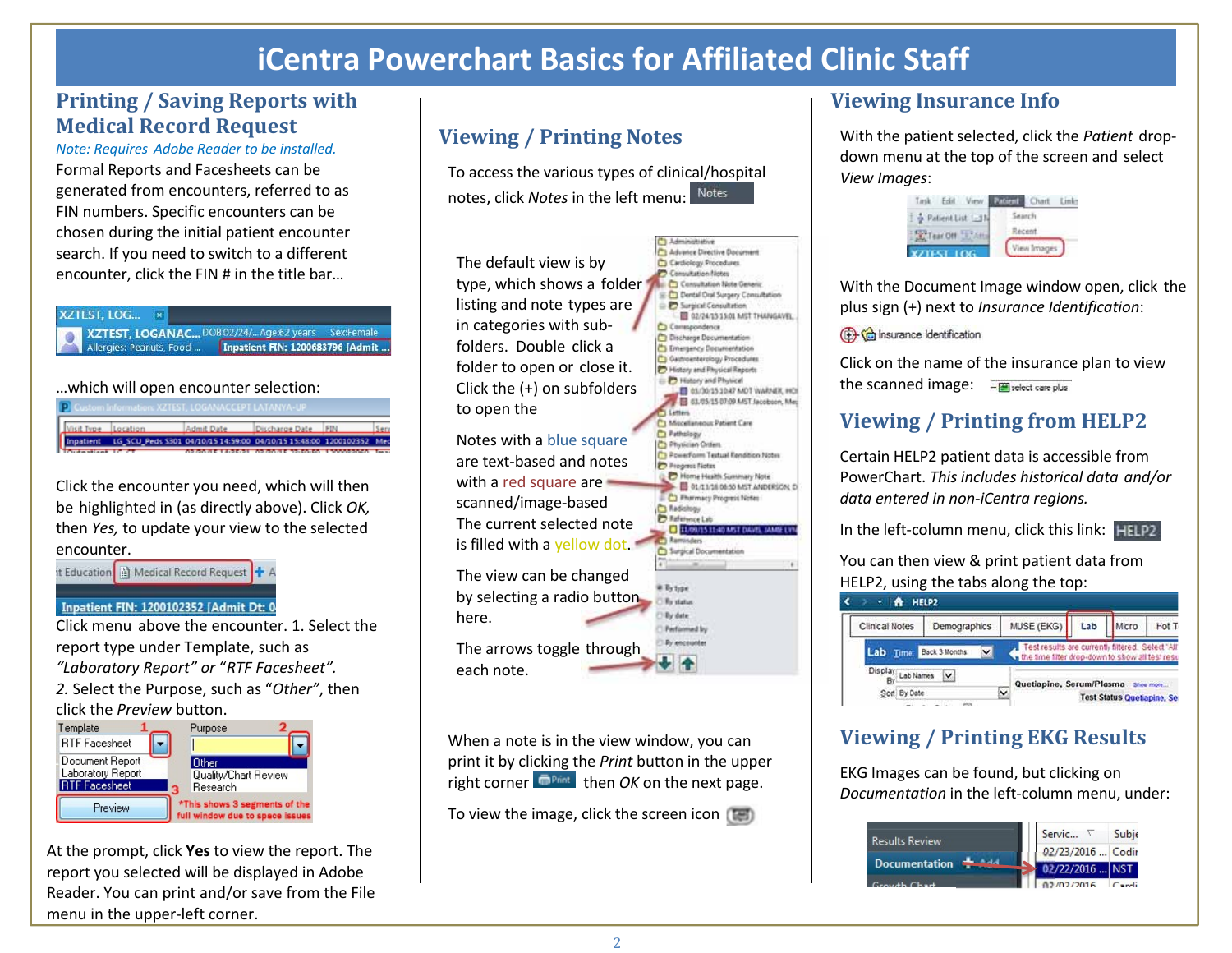# iCentra Powerchart Basics for Affiliated Clinic Staff

## Printing / Saving Reports with Medical Record Request

*Note: Requires Adobe Reader to be installed.*

Formal Reports and Facesheets can be generated from encounters, referred to as FIN numbers. Specific encounters can be chosen during the initial patient encounter search. If you need to switch to a different encounter, click the FIN # in the title bar…

…which will open encounter selection:

Click the encounter you need, which will then be highlighted in (as directly above). Click *OK,* then *Yes,* to update your view to the selected encounter.

Click menu above the encounter. 1. Select the report type under Template, such as *"Laboratory Report" or "RTF Facesheet".*
*2.* Select the Purpose, such as "*Other*", then click the *Preview* button.

At the prompt, click **Yes** to view the report. The report you selected will be displayed in Adobe Reader. You can print and/or save from the File menu in the upper-left corner.

## Viewing / Printing Notes

To access the various types of clinical/hospital notes, click *Notes* in the left menu:

The default view is by type, which shows a folder listing and note types are in categories with sub-folders. Double click a folder to open or close it. Click the (+) on subfolders to open the

Notes with a blue square are text-based and notes with a red square are scanned/image-based
The current selected note is filled with a yellow dot.

The view can be changed by selecting a radio button here.

The arrows toggle through each note.

When a note is in the view window, you can print it by clicking the *Print* button in the upper right corner then *OK* on the next page.

To view the image, click the screen icon

## Viewing Insurance Info

With the patient selected, click the *Patient* drop-down menu at the top of the screen and select *View Images*:

With the Document Image window open, click the plus sign (+) next to *Insurance Identification*:

Click on the name of the insurance plan to view the scanned image:

## Viewing / Printing from HELP2

Certain HELP2 patient data is accessible from PowerChart. *This includes historical data and/or data entered in non-iCentra regions.*

In the left-column menu, click this link:

You can then view & print patient data from HELP2, using the tabs along the top:

## Viewing / Printing EKG Results

EKG Images can be found, but clicking on *Documentation* in the left-column menu, under: